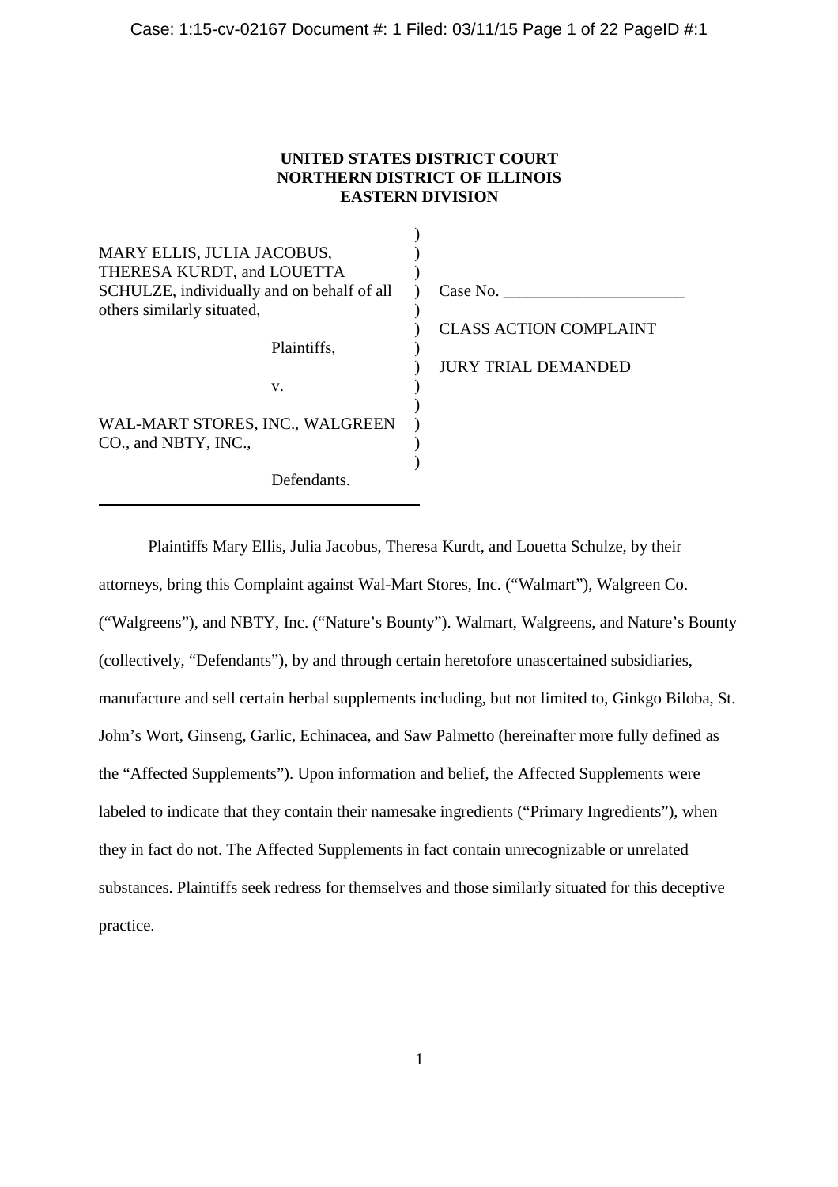**UNITED STATES DISTRICT COURT**
**NORTHERN DISTRICT OF ILLINOIS**
**EASTERN DIVISION**

| | |
|---|---|
| MARY ELLIS, JULIA JACOBUS, THERESA KURDT, and LOUETTA SCHULZE, individually and on behalf of all others similarly situated, | Case No. ______________________ |
| Plaintiffs, | CLASS ACTION COMPLAINT |
| v. | JURY TRIAL DEMANDED |
| WAL-MART STORES, INC., WALGREEN CO., and NBTY, INC., | |
| Defendants. | |

Plaintiffs Mary Ellis, Julia Jacobus, Theresa Kurdt, and Louetta Schulze, by their attorneys, bring this Complaint against Wal-Mart Stores, Inc. ("Walmart"), Walgreen Co. ("Walgreens"), and NBTY, Inc. ("Nature's Bounty"). Walmart, Walgreens, and Nature's Bounty (collectively, "Defendants"), by and through certain heretofore unascertained subsidiaries, manufacture and sell certain herbal supplements including, but not limited to, Ginkgo Biloba, St. John's Wort, Ginseng, Garlic, Echinacea, and Saw Palmetto (hereinafter more fully defined as the "Affected Supplements"). Upon information and belief, the Affected Supplements were labeled to indicate that they contain their namesake ingredients ("Primary Ingredients"), when they in fact do not. The Affected Supplements in fact contain unrecognizable or unrelated substances. Plaintiffs seek redress for themselves and those similarly situated for this deceptive practice.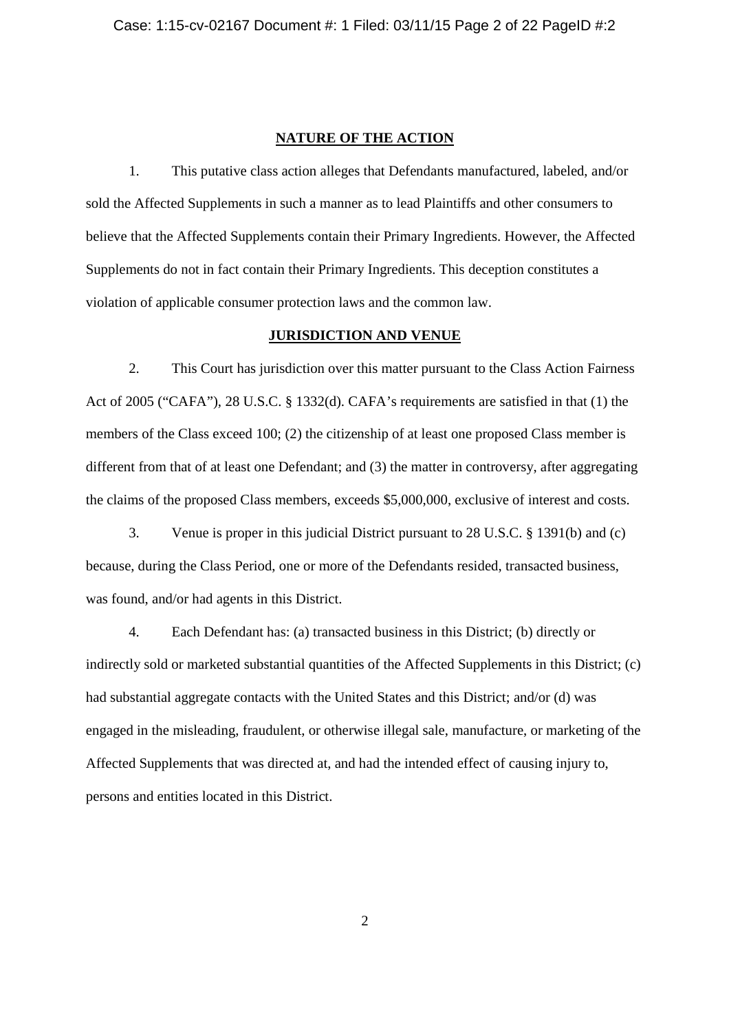## NATURE OF THE ACTION

1. This putative class action alleges that Defendants manufactured, labeled, and/or sold the Affected Supplements in such a manner as to lead Plaintiffs and other consumers to believe that the Affected Supplements contain their Primary Ingredients. However, the Affected Supplements do not in fact contain their Primary Ingredients. This deception constitutes a violation of applicable consumer protection laws and the common law.

## JURISDICTION AND VENUE

2. This Court has jurisdiction over this matter pursuant to the Class Action Fairness Act of 2005 ("CAFA"), 28 U.S.C. § 1332(d). CAFA's requirements are satisfied in that (1) the members of the Class exceed 100; (2) the citizenship of at least one proposed Class member is different from that of at least one Defendant; and (3) the matter in controversy, after aggregating the claims of the proposed Class members, exceeds $5,000,000, exclusive of interest and costs.

3. Venue is proper in this judicial District pursuant to 28 U.S.C. § 1391(b) and (c) because, during the Class Period, one or more of the Defendants resided, transacted business, was found, and/or had agents in this District.

4. Each Defendant has: (a) transacted business in this District; (b) directly or indirectly sold or marketed substantial quantities of the Affected Supplements in this District; (c) had substantial aggregate contacts with the United States and this District; and/or (d) was engaged in the misleading, fraudulent, or otherwise illegal sale, manufacture, or marketing of the Affected Supplements that was directed at, and had the intended effect of causing injury to, persons and entities located in this District.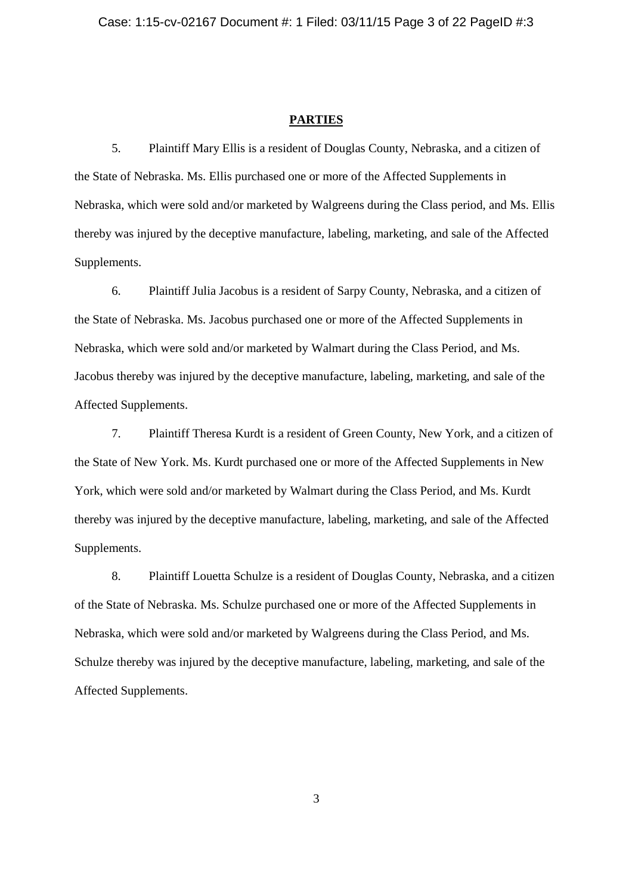## PARTIES

5. Plaintiff Mary Ellis is a resident of Douglas County, Nebraska, and a citizen of the State of Nebraska. Ms. Ellis purchased one or more of the Affected Supplements in Nebraska, which were sold and/or marketed by Walgreens during the Class period, and Ms. Ellis thereby was injured by the deceptive manufacture, labeling, marketing, and sale of the Affected Supplements.

6. Plaintiff Julia Jacobus is a resident of Sarpy County, Nebraska, and a citizen of the State of Nebraska. Ms. Jacobus purchased one or more of the Affected Supplements in Nebraska, which were sold and/or marketed by Walmart during the Class Period, and Ms. Jacobus thereby was injured by the deceptive manufacture, labeling, marketing, and sale of the Affected Supplements.

7. Plaintiff Theresa Kurdt is a resident of Green County, New York, and a citizen of the State of New York. Ms. Kurdt purchased one or more of the Affected Supplements in New York, which were sold and/or marketed by Walmart during the Class Period, and Ms. Kurdt thereby was injured by the deceptive manufacture, labeling, marketing, and sale of the Affected Supplements.

8. Plaintiff Louetta Schulze is a resident of Douglas County, Nebraska, and a citizen of the State of Nebraska. Ms. Schulze purchased one or more of the Affected Supplements in Nebraska, which were sold and/or marketed by Walgreens during the Class Period, and Ms. Schulze thereby was injured by the deceptive manufacture, labeling, marketing, and sale of the Affected Supplements.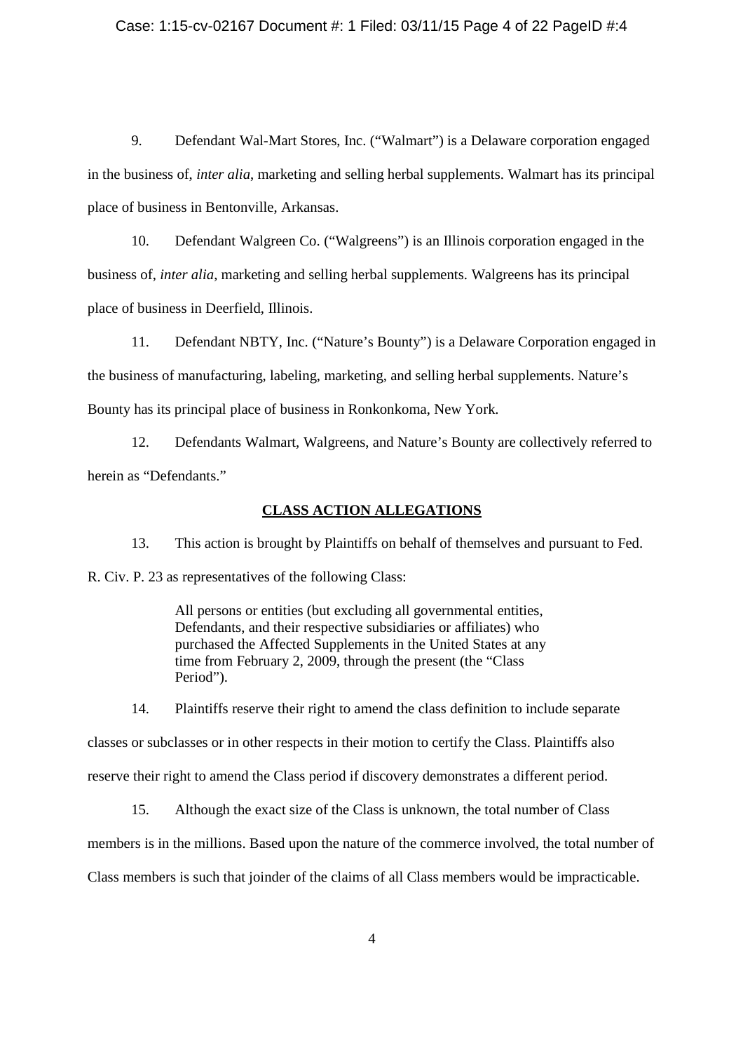9. Defendant Wal-Mart Stores, Inc. ("Walmart") is a Delaware corporation engaged in the business of, *inter alia*, marketing and selling herbal supplements. Walmart has its principal place of business in Bentonville, Arkansas.

10. Defendant Walgreen Co. ("Walgreens") is an Illinois corporation engaged in the business of, *inter alia*, marketing and selling herbal supplements. Walgreens has its principal place of business in Deerfield, Illinois.

11. Defendant NBTY, Inc. ("Nature's Bounty") is a Delaware Corporation engaged in the business of manufacturing, labeling, marketing, and selling herbal supplements. Nature's Bounty has its principal place of business in Ronkonkoma, New York.

12. Defendants Walmart, Walgreens, and Nature's Bounty are collectively referred to herein as "Defendants."

## CLASS ACTION ALLEGATIONS

13. This action is brought by Plaintiffs on behalf of themselves and pursuant to Fed. R. Civ. P. 23 as representatives of the following Class:

> All persons or entities (but excluding all governmental entities, Defendants, and their respective subsidiaries or affiliates) who purchased the Affected Supplements in the United States at any time from February 2, 2009, through the present (the "Class Period").

14. Plaintiffs reserve their right to amend the class definition to include separate classes or subclasses or in other respects in their motion to certify the Class. Plaintiffs also reserve their right to amend the Class period if discovery demonstrates a different period.

15. Although the exact size of the Class is unknown, the total number of Class members is in the millions. Based upon the nature of the commerce involved, the total number of Class members is such that joinder of the claims of all Class members would be impracticable.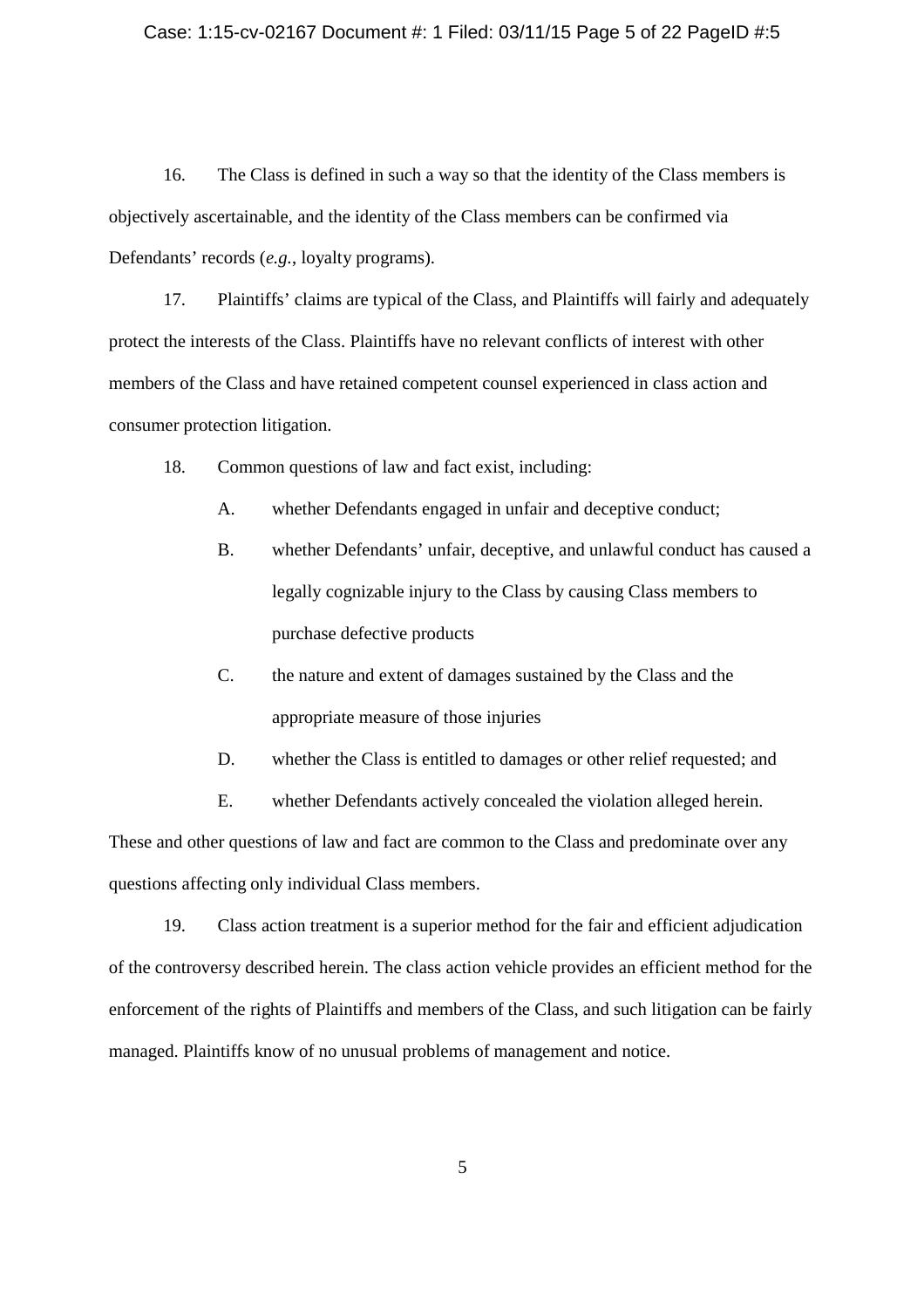16. The Class is defined in such a way so that the identity of the Class members is objectively ascertainable, and the identity of the Class members can be confirmed via Defendants' records (*e.g.*, loyalty programs).

17. Plaintiffs' claims are typical of the Class, and Plaintiffs will fairly and adequately protect the interests of the Class. Plaintiffs have no relevant conflicts of interest with other members of the Class and have retained competent counsel experienced in class action and consumer protection litigation.

18. Common questions of law and fact exist, including:

A. whether Defendants engaged in unfair and deceptive conduct;

B. whether Defendants' unfair, deceptive, and unlawful conduct has caused a legally cognizable injury to the Class by causing Class members to purchase defective products

C. the nature and extent of damages sustained by the Class and the appropriate measure of those injuries

D. whether the Class is entitled to damages or other relief requested; and

E. whether Defendants actively concealed the violation alleged herein.

These and other questions of law and fact are common to the Class and predominate over any questions affecting only individual Class members.

19. Class action treatment is a superior method for the fair and efficient adjudication of the controversy described herein. The class action vehicle provides an efficient method for the enforcement of the rights of Plaintiffs and members of the Class, and such litigation can be fairly managed. Plaintiffs know of no unusual problems of management and notice.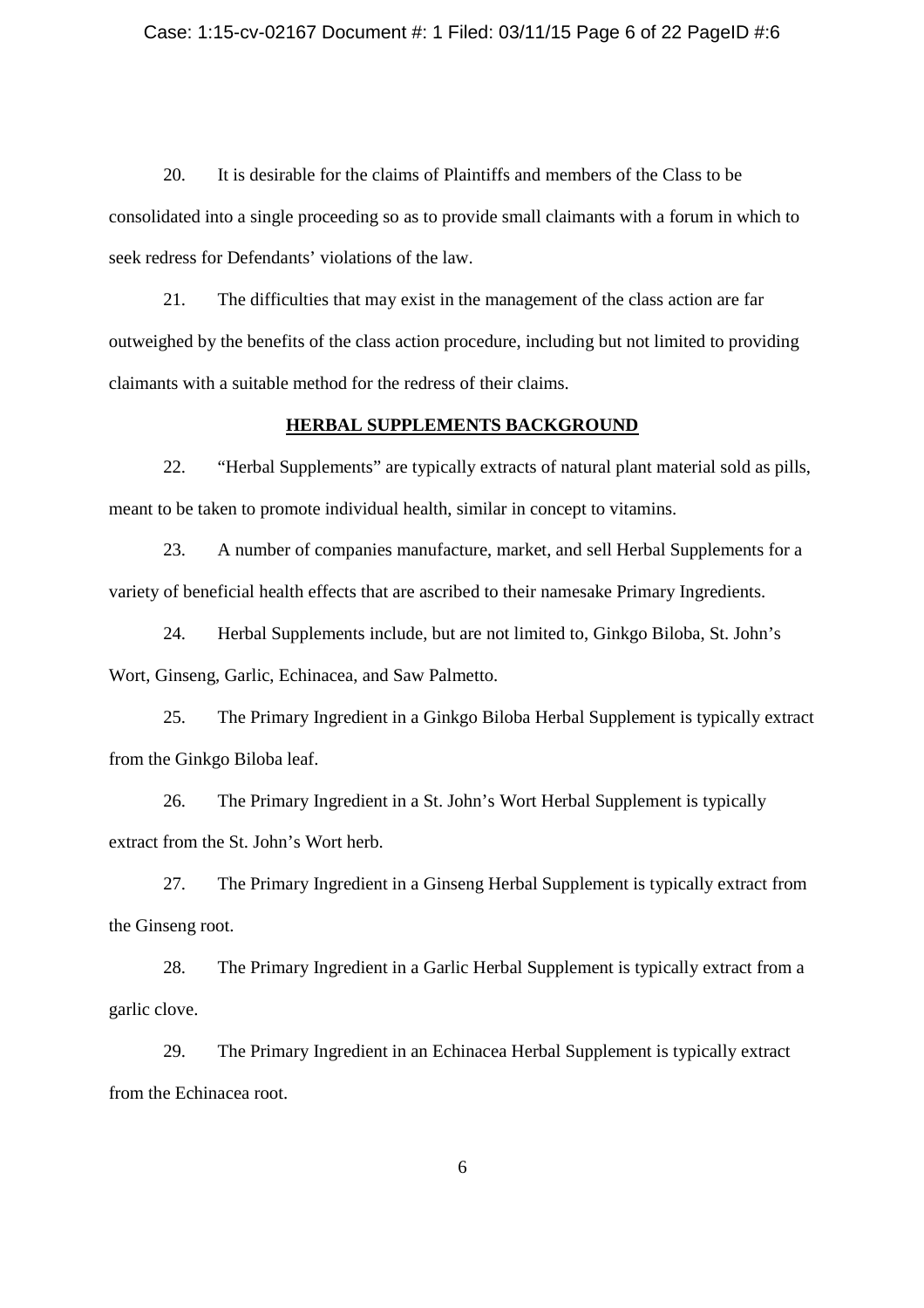20. It is desirable for the claims of Plaintiffs and members of the Class to be consolidated into a single proceeding so as to provide small claimants with a forum in which to seek redress for Defendants' violations of the law.

21. The difficulties that may exist in the management of the class action are far outweighed by the benefits of the class action procedure, including but not limited to providing claimants with a suitable method for the redress of their claims.

## HERBAL SUPPLEMENTS BACKGROUND

22. "Herbal Supplements" are typically extracts of natural plant material sold as pills, meant to be taken to promote individual health, similar in concept to vitamins.

23. A number of companies manufacture, market, and sell Herbal Supplements for a variety of beneficial health effects that are ascribed to their namesake Primary Ingredients.

24. Herbal Supplements include, but are not limited to, Ginkgo Biloba, St. John's Wort, Ginseng, Garlic, Echinacea, and Saw Palmetto.

25. The Primary Ingredient in a Ginkgo Biloba Herbal Supplement is typically extract from the Ginkgo Biloba leaf.

26. The Primary Ingredient in a St. John's Wort Herbal Supplement is typically extract from the St. John's Wort herb.

27. The Primary Ingredient in a Ginseng Herbal Supplement is typically extract from the Ginseng root.

28. The Primary Ingredient in a Garlic Herbal Supplement is typically extract from a garlic clove.

29. The Primary Ingredient in an Echinacea Herbal Supplement is typically extract from the Echinacea root.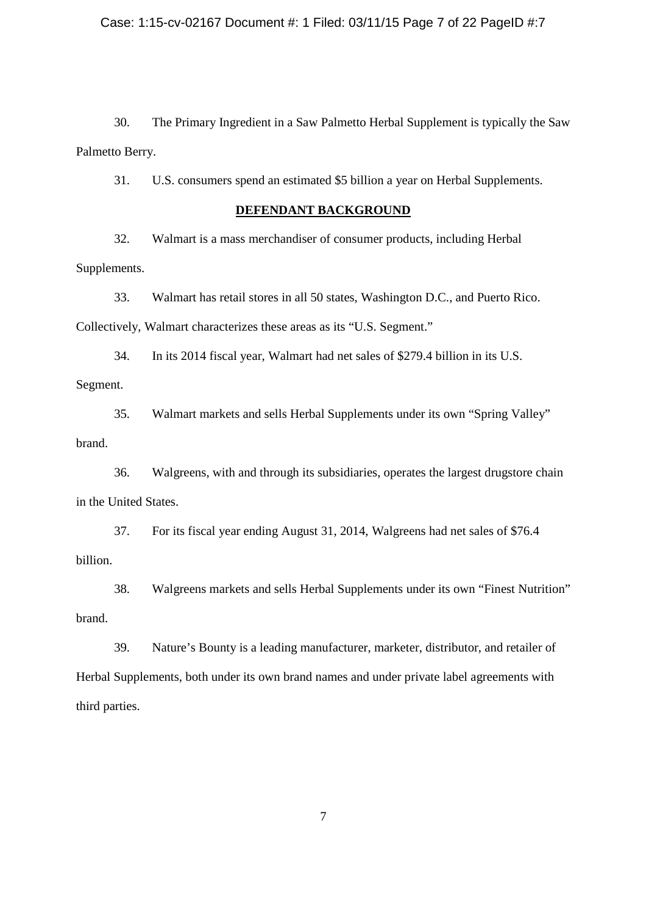30. The Primary Ingredient in a Saw Palmetto Herbal Supplement is typically the Saw Palmetto Berry.

31. U.S. consumers spend an estimated $5 billion a year on Herbal Supplements.

**DEFENDANT BACKGROUND**

32. Walmart is a mass merchandiser of consumer products, including Herbal Supplements.

33. Walmart has retail stores in all 50 states, Washington D.C., and Puerto Rico. Collectively, Walmart characterizes these areas as its "U.S. Segment."

34. In its 2014 fiscal year, Walmart had net sales of $279.4 billion in its U.S. Segment.

35. Walmart markets and sells Herbal Supplements under its own "Spring Valley" brand.

36. Walgreens, with and through its subsidiaries, operates the largest drugstore chain in the United States.

37. For its fiscal year ending August 31, 2014, Walgreens had net sales of $76.4 billion.

38. Walgreens markets and sells Herbal Supplements under its own "Finest Nutrition" brand.

39. Nature's Bounty is a leading manufacturer, marketer, distributor, and retailer of Herbal Supplements, both under its own brand names and under private label agreements with third parties.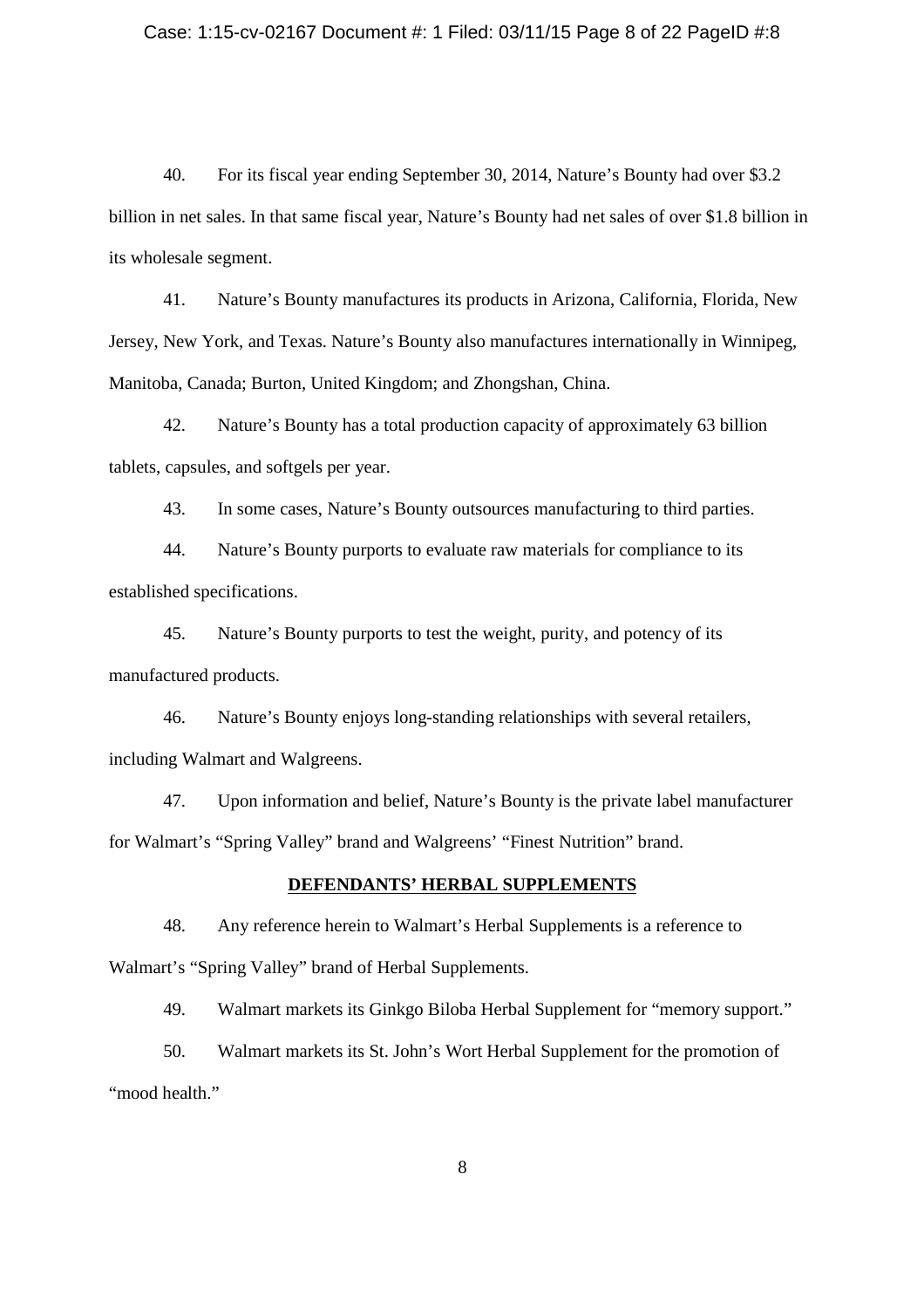40. For its fiscal year ending September 30, 2014, Nature's Bounty had over $3.2 billion in net sales. In that same fiscal year, Nature's Bounty had net sales of over $1.8 billion in its wholesale segment.

41. Nature's Bounty manufactures its products in Arizona, California, Florida, New Jersey, New York, and Texas. Nature's Bounty also manufactures internationally in Winnipeg, Manitoba, Canada; Burton, United Kingdom; and Zhongshan, China.

42. Nature's Bounty has a total production capacity of approximately 63 billion tablets, capsules, and softgels per year.

43. In some cases, Nature's Bounty outsources manufacturing to third parties.

44. Nature's Bounty purports to evaluate raw materials for compliance to its established specifications.

45. Nature's Bounty purports to test the weight, purity, and potency of its manufactured products.

46. Nature's Bounty enjoys long-standing relationships with several retailers, including Walmart and Walgreens.

47. Upon information and belief, Nature's Bounty is the private label manufacturer for Walmart's "Spring Valley" brand and Walgreens' "Finest Nutrition" brand.

## DEFENDANTS' HERBAL SUPPLEMENTS

48. Any reference herein to Walmart's Herbal Supplements is a reference to Walmart's "Spring Valley" brand of Herbal Supplements.

49. Walmart markets its Ginkgo Biloba Herbal Supplement for "memory support."

50. Walmart markets its St. John's Wort Herbal Supplement for the promotion of "mood health."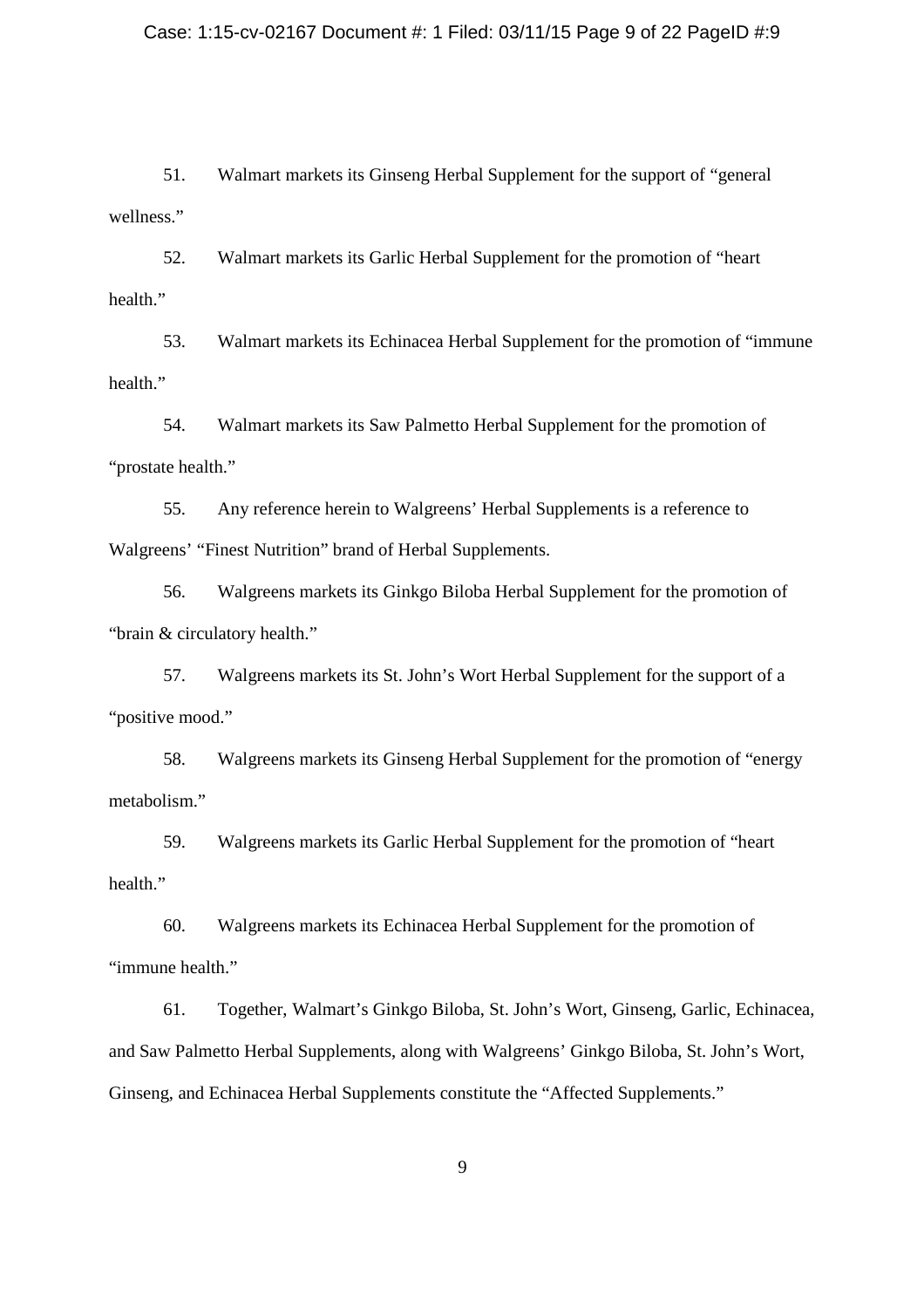51. Walmart markets its Ginseng Herbal Supplement for the support of "general wellness."

52. Walmart markets its Garlic Herbal Supplement for the promotion of "heart health."

53. Walmart markets its Echinacea Herbal Supplement for the promotion of "immune health."

54. Walmart markets its Saw Palmetto Herbal Supplement for the promotion of "prostate health."

55. Any reference herein to Walgreens' Herbal Supplements is a reference to Walgreens' "Finest Nutrition" brand of Herbal Supplements.

56. Walgreens markets its Ginkgo Biloba Herbal Supplement for the promotion of "brain & circulatory health."

57. Walgreens markets its St. John's Wort Herbal Supplement for the support of a "positive mood."

58. Walgreens markets its Ginseng Herbal Supplement for the promotion of "energy metabolism."

59. Walgreens markets its Garlic Herbal Supplement for the promotion of "heart health."

60. Walgreens markets its Echinacea Herbal Supplement for the promotion of "immune health."

61. Together, Walmart's Ginkgo Biloba, St. John's Wort, Ginseng, Garlic, Echinacea, and Saw Palmetto Herbal Supplements, along with Walgreens' Ginkgo Biloba, St. John's Wort, Ginseng, and Echinacea Herbal Supplements constitute the "Affected Supplements."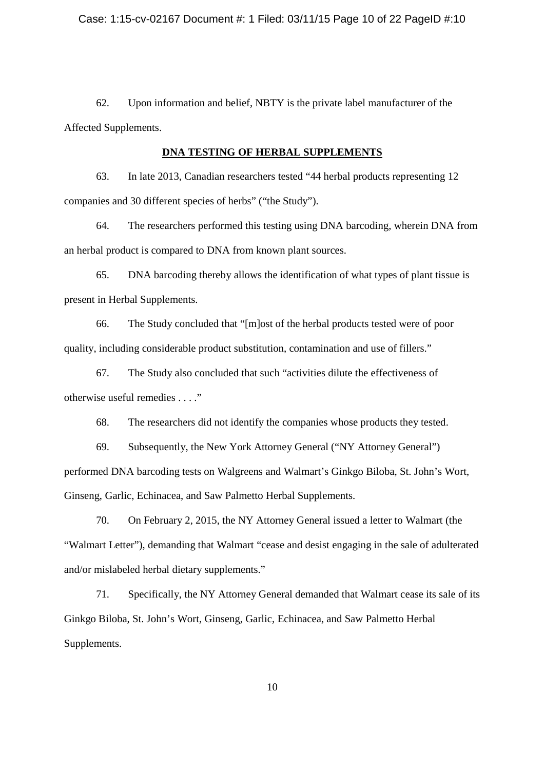62. Upon information and belief, NBTY is the private label manufacturer of the Affected Supplements.

**DNA TESTING OF HERBAL SUPPLEMENTS**

63. In late 2013, Canadian researchers tested "44 herbal products representing 12 companies and 30 different species of herbs" ("the Study").

64. The researchers performed this testing using DNA barcoding, wherein DNA from an herbal product is compared to DNA from known plant sources.

65. DNA barcoding thereby allows the identification of what types of plant tissue is present in Herbal Supplements.

66. The Study concluded that "[m]ost of the herbal products tested were of poor quality, including considerable product substitution, contamination and use of fillers."

67. The Study also concluded that such "activities dilute the effectiveness of otherwise useful remedies . . . ."

68. The researchers did not identify the companies whose products they tested.

69. Subsequently, the New York Attorney General ("NY Attorney General") performed DNA barcoding tests on Walgreens and Walmart's Ginkgo Biloba, St. John's Wort, Ginseng, Garlic, Echinacea, and Saw Palmetto Herbal Supplements.

70. On February 2, 2015, the NY Attorney General issued a letter to Walmart (the "Walmart Letter"), demanding that Walmart "cease and desist engaging in the sale of adulterated and/or mislabeled herbal dietary supplements."

71. Specifically, the NY Attorney General demanded that Walmart cease its sale of its Ginkgo Biloba, St. John's Wort, Ginseng, Garlic, Echinacea, and Saw Palmetto Herbal Supplements.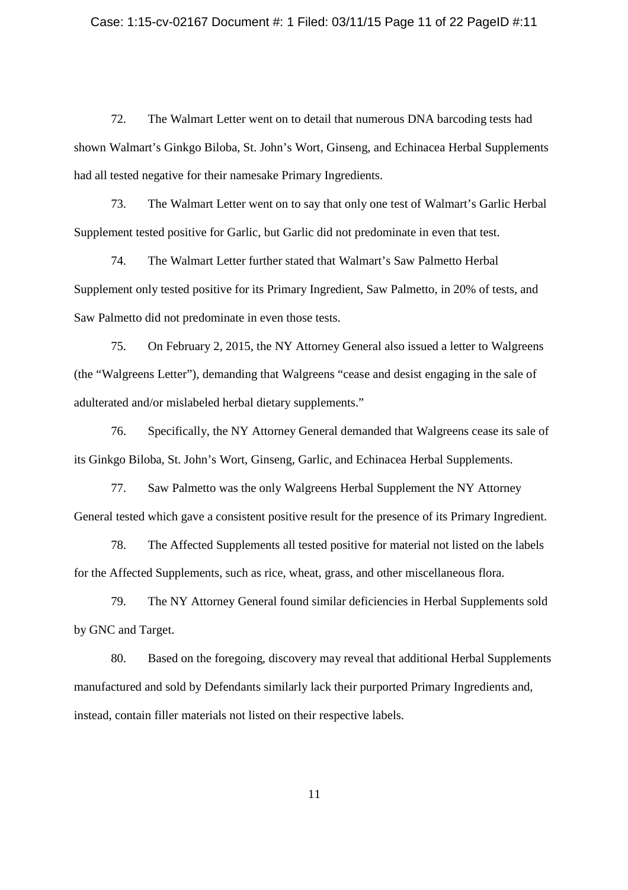72. The Walmart Letter went on to detail that numerous DNA barcoding tests had shown Walmart's Ginkgo Biloba, St. John's Wort, Ginseng, and Echinacea Herbal Supplements had all tested negative for their namesake Primary Ingredients.

73. The Walmart Letter went on to say that only one test of Walmart's Garlic Herbal Supplement tested positive for Garlic, but Garlic did not predominate in even that test.

74. The Walmart Letter further stated that Walmart's Saw Palmetto Herbal Supplement only tested positive for its Primary Ingredient, Saw Palmetto, in 20% of tests, and Saw Palmetto did not predominate in even those tests.

75. On February 2, 2015, the NY Attorney General also issued a letter to Walgreens (the "Walgreens Letter"), demanding that Walgreens "cease and desist engaging in the sale of adulterated and/or mislabeled herbal dietary supplements."

76. Specifically, the NY Attorney General demanded that Walgreens cease its sale of its Ginkgo Biloba, St. John's Wort, Ginseng, Garlic, and Echinacea Herbal Supplements.

77. Saw Palmetto was the only Walgreens Herbal Supplement the NY Attorney General tested which gave a consistent positive result for the presence of its Primary Ingredient.

78. The Affected Supplements all tested positive for material not listed on the labels for the Affected Supplements, such as rice, wheat, grass, and other miscellaneous flora.

79. The NY Attorney General found similar deficiencies in Herbal Supplements sold by GNC and Target.

80. Based on the foregoing, discovery may reveal that additional Herbal Supplements manufactured and sold by Defendants similarly lack their purported Primary Ingredients and, instead, contain filler materials not listed on their respective labels.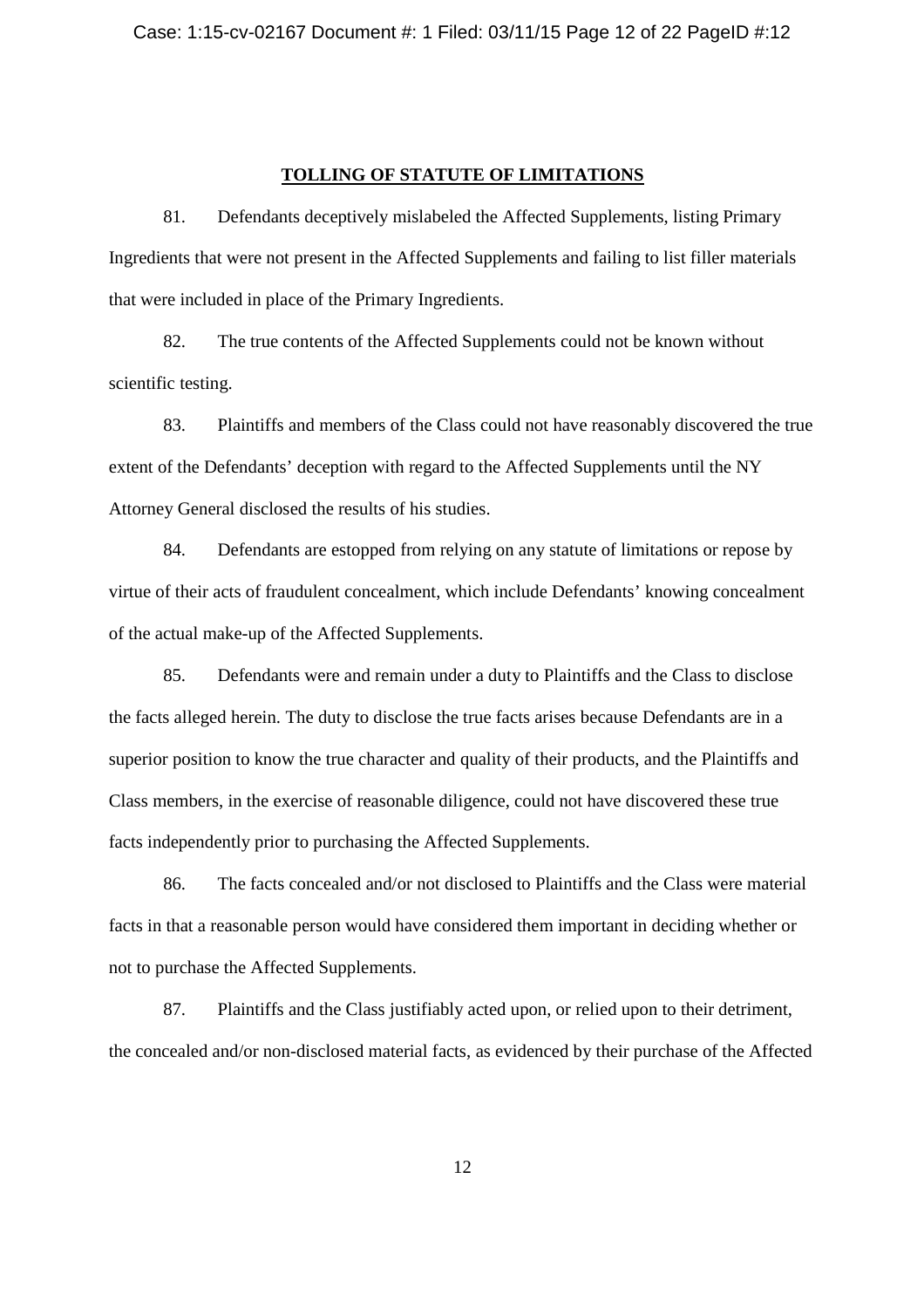## TOLLING OF STATUTE OF LIMITATIONS

81. Defendants deceptively mislabeled the Affected Supplements, listing Primary Ingredients that were not present in the Affected Supplements and failing to list filler materials that were included in place of the Primary Ingredients.

82. The true contents of the Affected Supplements could not be known without scientific testing.

83. Plaintiffs and members of the Class could not have reasonably discovered the true extent of the Defendants' deception with regard to the Affected Supplements until the NY Attorney General disclosed the results of his studies.

84. Defendants are estopped from relying on any statute of limitations or repose by virtue of their acts of fraudulent concealment, which include Defendants' knowing concealment of the actual make-up of the Affected Supplements.

85. Defendants were and remain under a duty to Plaintiffs and the Class to disclose the facts alleged herein. The duty to disclose the true facts arises because Defendants are in a superior position to know the true character and quality of their products, and the Plaintiffs and Class members, in the exercise of reasonable diligence, could not have discovered these true facts independently prior to purchasing the Affected Supplements.

86. The facts concealed and/or not disclosed to Plaintiffs and the Class were material facts in that a reasonable person would have considered them important in deciding whether or not to purchase the Affected Supplements.

87. Plaintiffs and the Class justifiably acted upon, or relied upon to their detriment, the concealed and/or non-disclosed material facts, as evidenced by their purchase of the Affected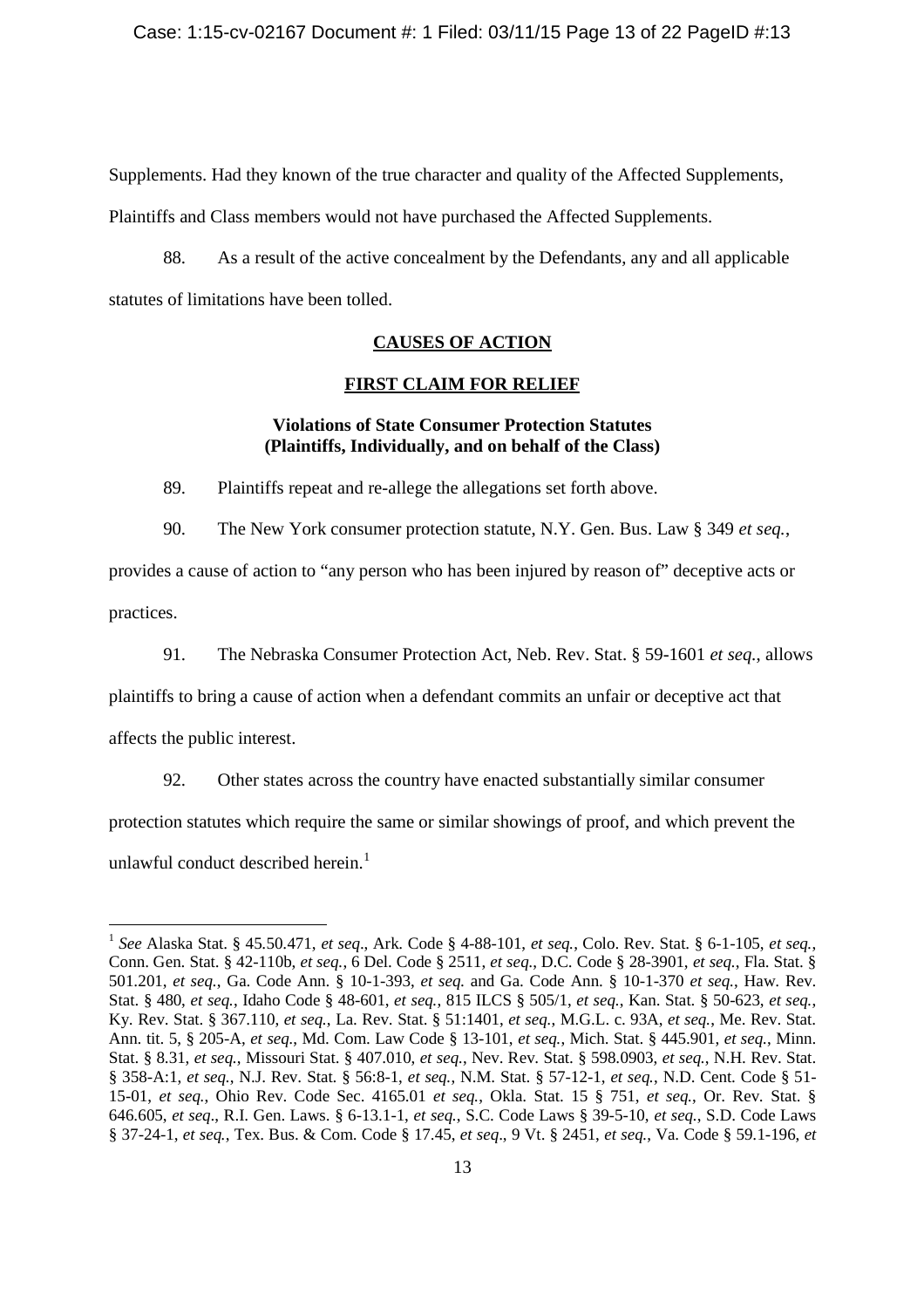Supplements. Had they known of the true character and quality of the Affected Supplements, Plaintiffs and Class members would not have purchased the Affected Supplements.

88. As a result of the active concealment by the Defendants, any and all applicable statutes of limitations have been tolled.

## CAUSES OF ACTION

## FIRST CLAIM FOR RELIEF

### Violations of State Consumer Protection Statutes (Plaintiffs, Individually, and on behalf of the Class)

89. Plaintiffs repeat and re-allege the allegations set forth above.

90. The New York consumer protection statute, N.Y. Gen. Bus. Law § 349 *et seq.*, provides a cause of action to "any person who has been injured by reason of" deceptive acts or practices.

91. The Nebraska Consumer Protection Act, Neb. Rev. Stat. § 59-1601 *et seq.*, allows plaintiffs to bring a cause of action when a defendant commits an unfair or deceptive act that affects the public interest.

92. Other states across the country have enacted substantially similar consumer protection statutes which require the same or similar showings of proof, and which prevent the unlawful conduct described herein.[1]

---

[1] *See* Alaska Stat. § 45.50.471, *et seq*., Ark. Code § 4-88-101, *et seq.*, Colo. Rev. Stat. § 6-1-105, *et seq.*, Conn. Gen. Stat. § 42-110b, *et seq.*, 6 Del. Code § 2511, *et seq.*, D.C. Code § 28-3901, *et seq.*, Fla. Stat. § 501.201, *et seq.*, Ga. Code Ann. § 10-1-393, *et seq.* and Ga. Code Ann. § 10-1-370 *et seq.*, Haw. Rev. Stat. § 480, *et seq.*, Idaho Code § 48-601, *et seq.*, 815 ILCS § 505/1, *et seq.*, Kan. Stat. § 50-623, *et seq.*, Ky. Rev. Stat. § 367.110, *et seq.*, La. Rev. Stat. § 51:1401, *et seq.*, M.G.L. c. 93A, *et seq.*, Me. Rev. Stat. Ann. tit. 5, § 205-A, *et seq*., Md. Com. Law Code § 13-101, *et seq.*, Mich. Stat. § 445.901, *et seq.*, Minn. Stat. § 8.31, *et seq.*, Missouri Stat. § 407.010, *et seq.*, Nev. Rev. Stat. § 598.0903, *et seq.*, N.H. Rev. Stat. § 358-A:1, *et seq.*, N.J. Rev. Stat. § 56:8-1, *et seq.*, N.M. Stat. § 57-12-1, *et seq.*, N.D. Cent. Code § 51-15-01, *et seq.*, Ohio Rev. Code Sec. 4165.01 *et seq.*, Okla. Stat. 15 § 751, *et seq.*, Or. Rev. Stat. § 646.605, *et seq*., R.I. Gen. Laws. § 6-13.1-1, *et seq.*, S.C. Code Laws § 39-5-10, *et seq.*, S.D. Code Laws § 37-24-1, *et seq.*, Tex. Bus. & Com. Code § 17.45, *et seq*., 9 Vt. § 2451, *et seq.*, Va. Code § 59.1-196, *et*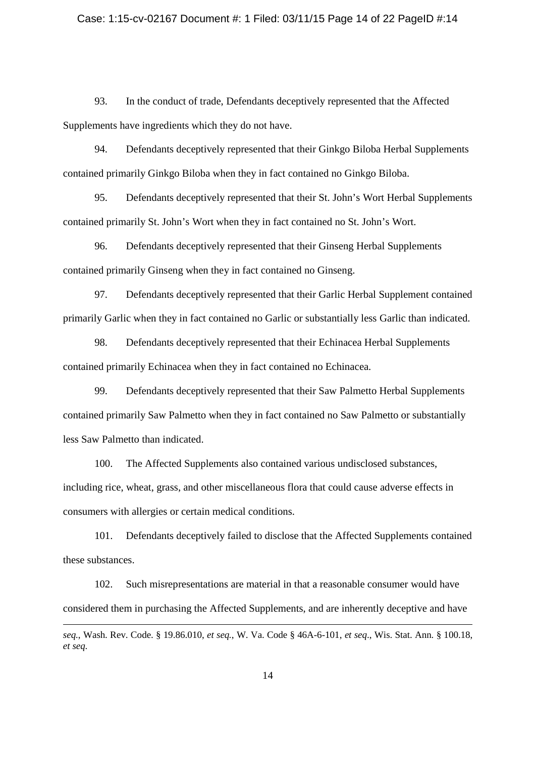93. In the conduct of trade, Defendants deceptively represented that the Affected Supplements have ingredients which they do not have.

94. Defendants deceptively represented that their Ginkgo Biloba Herbal Supplements contained primarily Ginkgo Biloba when they in fact contained no Ginkgo Biloba.

95. Defendants deceptively represented that their St. John's Wort Herbal Supplements contained primarily St. John's Wort when they in fact contained no St. John's Wort.

96. Defendants deceptively represented that their Ginseng Herbal Supplements contained primarily Ginseng when they in fact contained no Ginseng.

97. Defendants deceptively represented that their Garlic Herbal Supplement contained primarily Garlic when they in fact contained no Garlic or substantially less Garlic than indicated.

98. Defendants deceptively represented that their Echinacea Herbal Supplements contained primarily Echinacea when they in fact contained no Echinacea.

99. Defendants deceptively represented that their Saw Palmetto Herbal Supplements contained primarily Saw Palmetto when they in fact contained no Saw Palmetto or substantially less Saw Palmetto than indicated.

100. The Affected Supplements also contained various undisclosed substances, including rice, wheat, grass, and other miscellaneous flora that could cause adverse effects in consumers with allergies or certain medical conditions.

101. Defendants deceptively failed to disclose that the Affected Supplements contained these substances.

102. Such misrepresentations are material in that a reasonable consumer would have considered them in purchasing the Affected Supplements, and are inherently deceptive and have

---

*seq.*, Wash. Rev. Code. § 19.86.010, *et seq.*, W. Va. Code § 46A-6-101, *et seq*., Wis. Stat. Ann. § 100.18, *et seq.*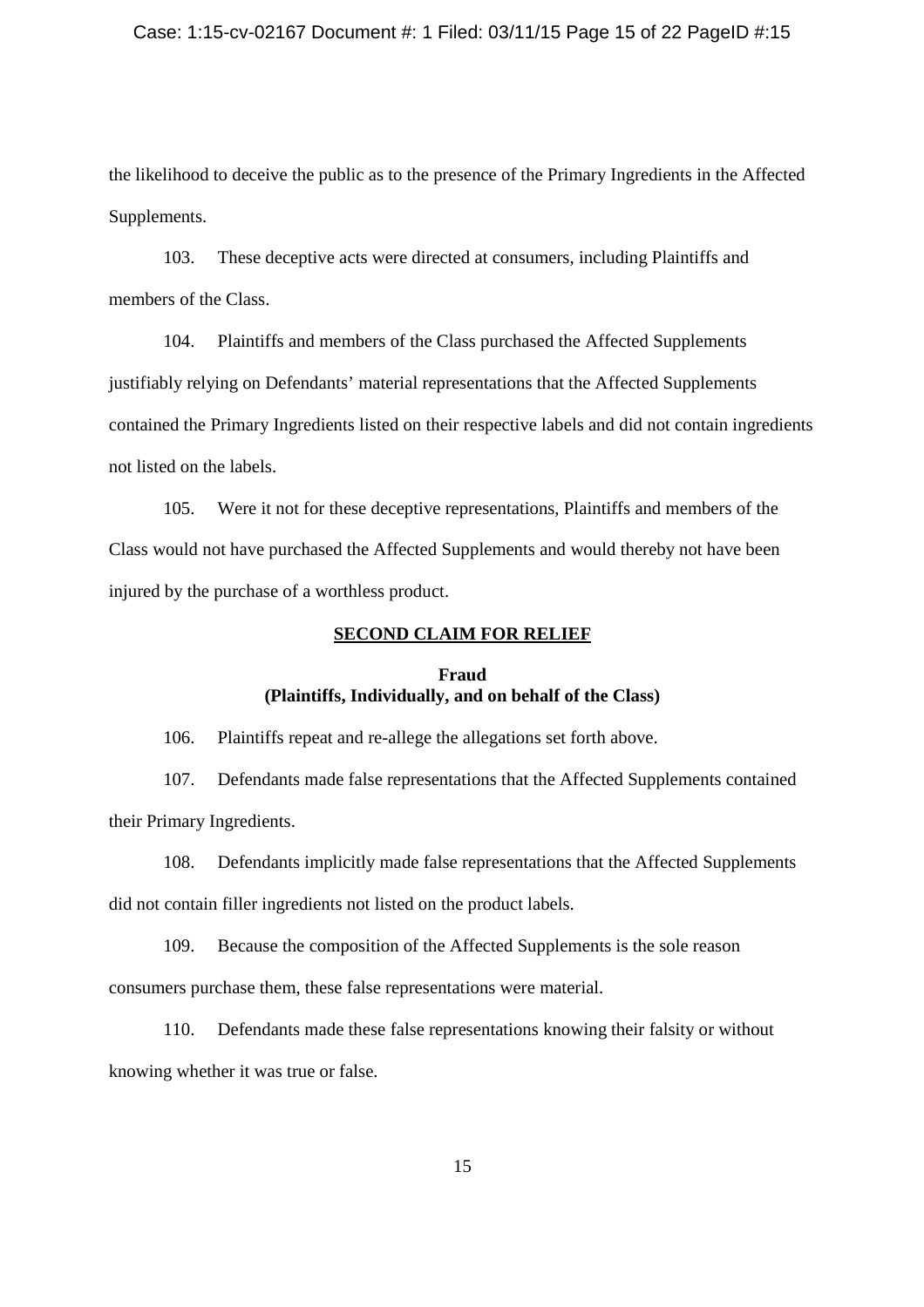the likelihood to deceive the public as to the presence of the Primary Ingredients in the Affected Supplements.

103. These deceptive acts were directed at consumers, including Plaintiffs and members of the Class.

104. Plaintiffs and members of the Class purchased the Affected Supplements justifiably relying on Defendants' material representations that the Affected Supplements contained the Primary Ingredients listed on their respective labels and did not contain ingredients not listed on the labels.

105. Were it not for these deceptive representations, Plaintiffs and members of the Class would not have purchased the Affected Supplements and would thereby not have been injured by the purchase of a worthless product.

**SECOND CLAIM FOR RELIEF**

**Fraud**
**(Plaintiffs, Individually, and on behalf of the Class)**

106. Plaintiffs repeat and re-allege the allegations set forth above.

107. Defendants made false representations that the Affected Supplements contained their Primary Ingredients.

108. Defendants implicitly made false representations that the Affected Supplements did not contain filler ingredients not listed on the product labels.

109. Because the composition of the Affected Supplements is the sole reason consumers purchase them, these false representations were material.

110. Defendants made these false representations knowing their falsity or without knowing whether it was true or false.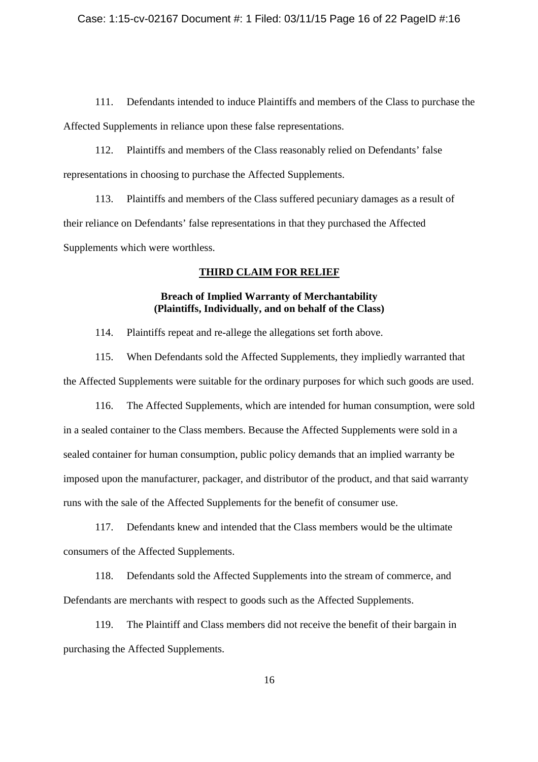111. Defendants intended to induce Plaintiffs and members of the Class to purchase the Affected Supplements in reliance upon these false representations.

112. Plaintiffs and members of the Class reasonably relied on Defendants' false representations in choosing to purchase the Affected Supplements.

113. Plaintiffs and members of the Class suffered pecuniary damages as a result of their reliance on Defendants' false representations in that they purchased the Affected Supplements which were worthless.

## THIRD CLAIM FOR RELIEF

### Breach of Implied Warranty of Merchantability (Plaintiffs, Individually, and on behalf of the Class)

114. Plaintiffs repeat and re-allege the allegations set forth above.

115. When Defendants sold the Affected Supplements, they impliedly warranted that the Affected Supplements were suitable for the ordinary purposes for which such goods are used.

116. The Affected Supplements, which are intended for human consumption, were sold in a sealed container to the Class members. Because the Affected Supplements were sold in a sealed container for human consumption, public policy demands that an implied warranty be imposed upon the manufacturer, packager, and distributor of the product, and that said warranty runs with the sale of the Affected Supplements for the benefit of consumer use.

117. Defendants knew and intended that the Class members would be the ultimate consumers of the Affected Supplements.

118. Defendants sold the Affected Supplements into the stream of commerce, and Defendants are merchants with respect to goods such as the Affected Supplements.

119. The Plaintiff and Class members did not receive the benefit of their bargain in purchasing the Affected Supplements.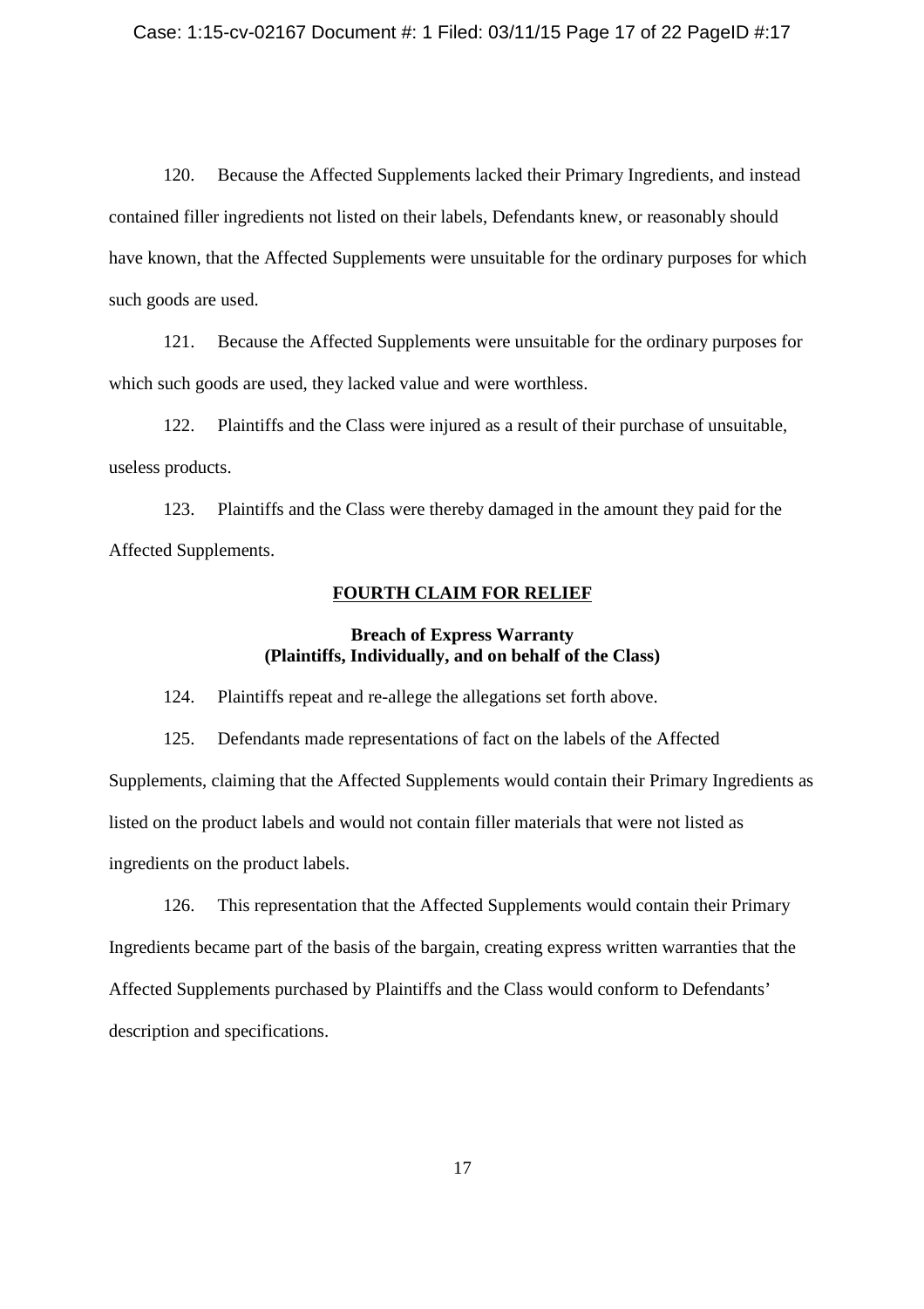120. Because the Affected Supplements lacked their Primary Ingredients, and instead contained filler ingredients not listed on their labels, Defendants knew, or reasonably should have known, that the Affected Supplements were unsuitable for the ordinary purposes for which such goods are used.

121. Because the Affected Supplements were unsuitable for the ordinary purposes for which such goods are used, they lacked value and were worthless.

122. Plaintiffs and the Class were injured as a result of their purchase of unsuitable, useless products.

123. Plaintiffs and the Class were thereby damaged in the amount they paid for the Affected Supplements.

## FOURTH CLAIM FOR RELIEF

### Breach of Express Warranty (Plaintiffs, Individually, and on behalf of the Class)

124. Plaintiffs repeat and re-allege the allegations set forth above.

125. Defendants made representations of fact on the labels of the Affected Supplements, claiming that the Affected Supplements would contain their Primary Ingredients as listed on the product labels and would not contain filler materials that were not listed as ingredients on the product labels.

126. This representation that the Affected Supplements would contain their Primary Ingredients became part of the basis of the bargain, creating express written warranties that the Affected Supplements purchased by Plaintiffs and the Class would conform to Defendants' description and specifications.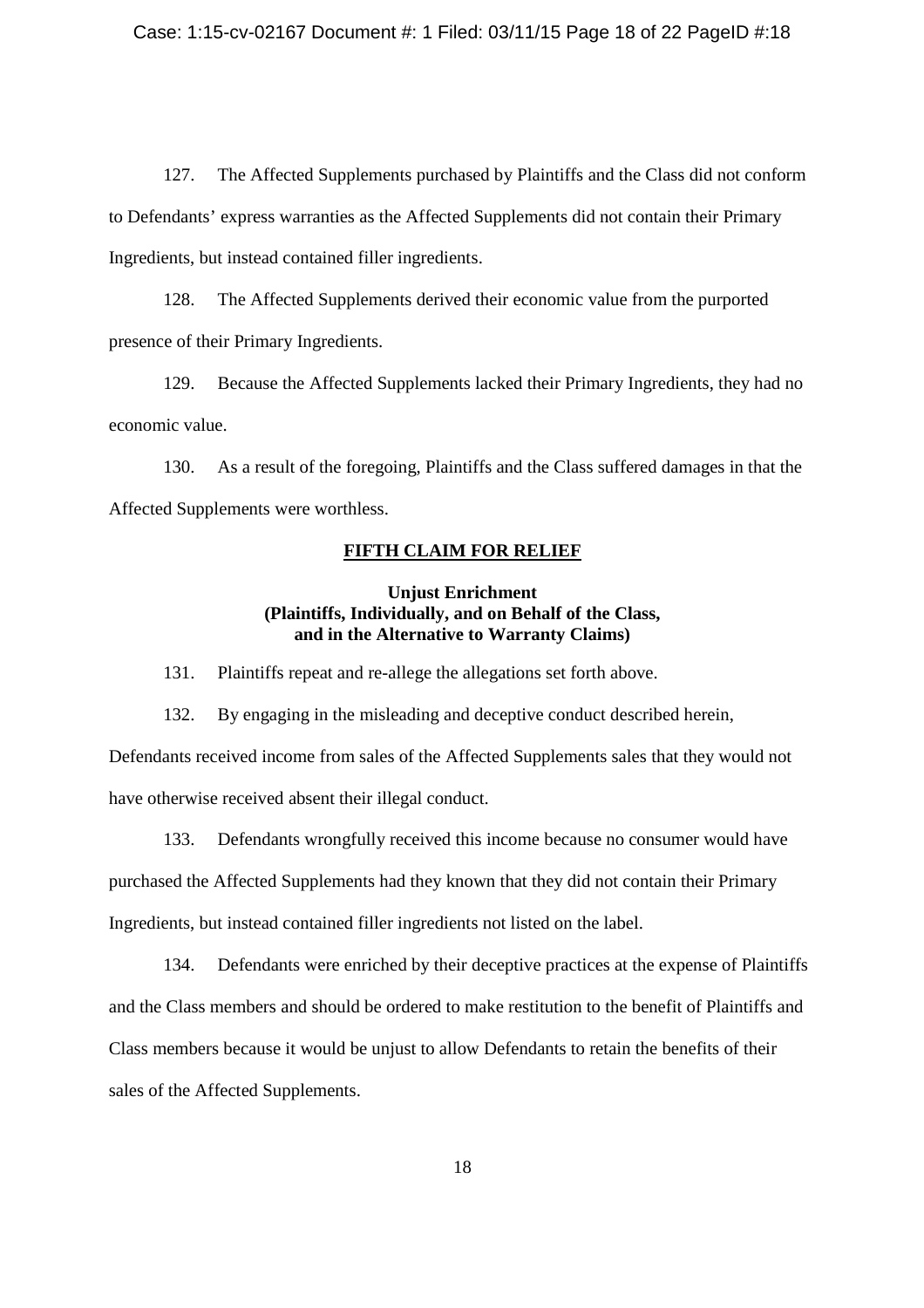127. The Affected Supplements purchased by Plaintiffs and the Class did not conform to Defendants' express warranties as the Affected Supplements did not contain their Primary Ingredients, but instead contained filler ingredients.

128. The Affected Supplements derived their economic value from the purported presence of their Primary Ingredients.

129. Because the Affected Supplements lacked their Primary Ingredients, they had no economic value.

130. As a result of the foregoing, Plaintiffs and the Class suffered damages in that the Affected Supplements were worthless.

## FIFTH CLAIM FOR RELIEF

### Unjust Enrichment (Plaintiffs, Individually, and on Behalf of the Class, and in the Alternative to Warranty Claims)

131. Plaintiffs repeat and re-allege the allegations set forth above.

132. By engaging in the misleading and deceptive conduct described herein, Defendants received income from sales of the Affected Supplements sales that they would not have otherwise received absent their illegal conduct.

133. Defendants wrongfully received this income because no consumer would have purchased the Affected Supplements had they known that they did not contain their Primary Ingredients, but instead contained filler ingredients not listed on the label.

134. Defendants were enriched by their deceptive practices at the expense of Plaintiffs and the Class members and should be ordered to make restitution to the benefit of Plaintiffs and Class members because it would be unjust to allow Defendants to retain the benefits of their sales of the Affected Supplements.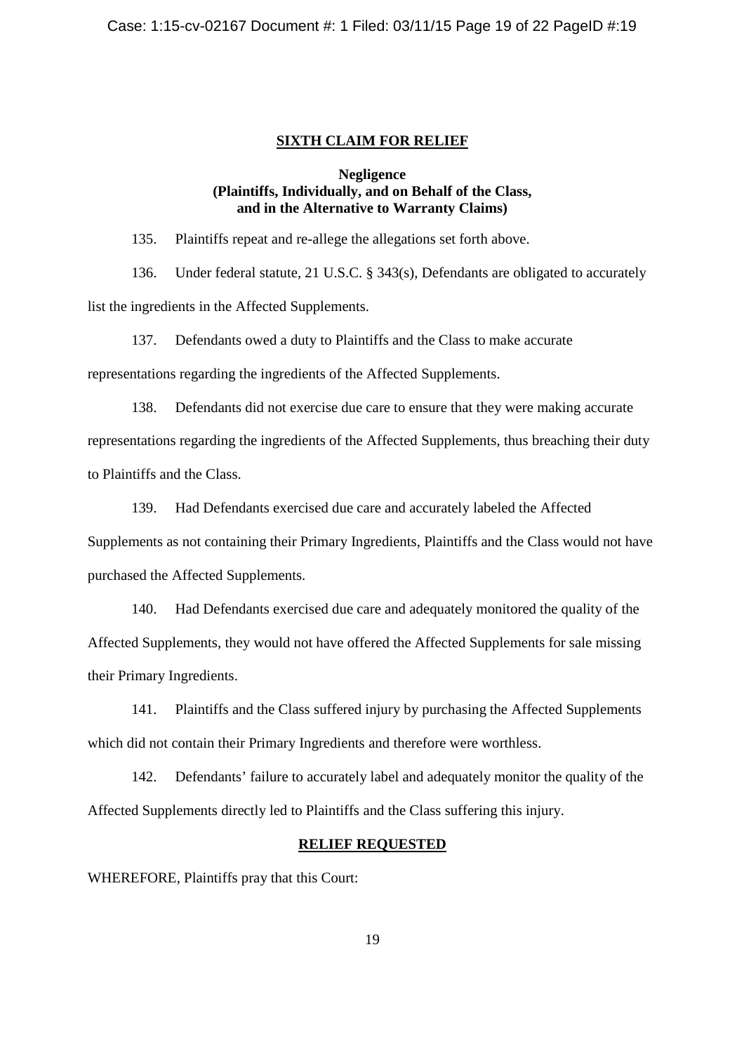## SIXTH CLAIM FOR RELIEF

**Negligence**
**(Plaintiffs, Individually, and on Behalf of the Class, and in the Alternative to Warranty Claims)**

135. Plaintiffs repeat and re-allege the allegations set forth above.

136. Under federal statute, 21 U.S.C. § 343(s), Defendants are obligated to accurately list the ingredients in the Affected Supplements.

137. Defendants owed a duty to Plaintiffs and the Class to make accurate representations regarding the ingredients of the Affected Supplements.

138. Defendants did not exercise due care to ensure that they were making accurate representations regarding the ingredients of the Affected Supplements, thus breaching their duty to Plaintiffs and the Class.

139. Had Defendants exercised due care and accurately labeled the Affected Supplements as not containing their Primary Ingredients, Plaintiffs and the Class would not have purchased the Affected Supplements.

140. Had Defendants exercised due care and adequately monitored the quality of the Affected Supplements, they would not have offered the Affected Supplements for sale missing their Primary Ingredients.

141. Plaintiffs and the Class suffered injury by purchasing the Affected Supplements which did not contain their Primary Ingredients and therefore were worthless.

142. Defendants' failure to accurately label and adequately monitor the quality of the Affected Supplements directly led to Plaintiffs and the Class suffering this injury.

## RELIEF REQUESTED

WHEREFORE, Plaintiffs pray that this Court: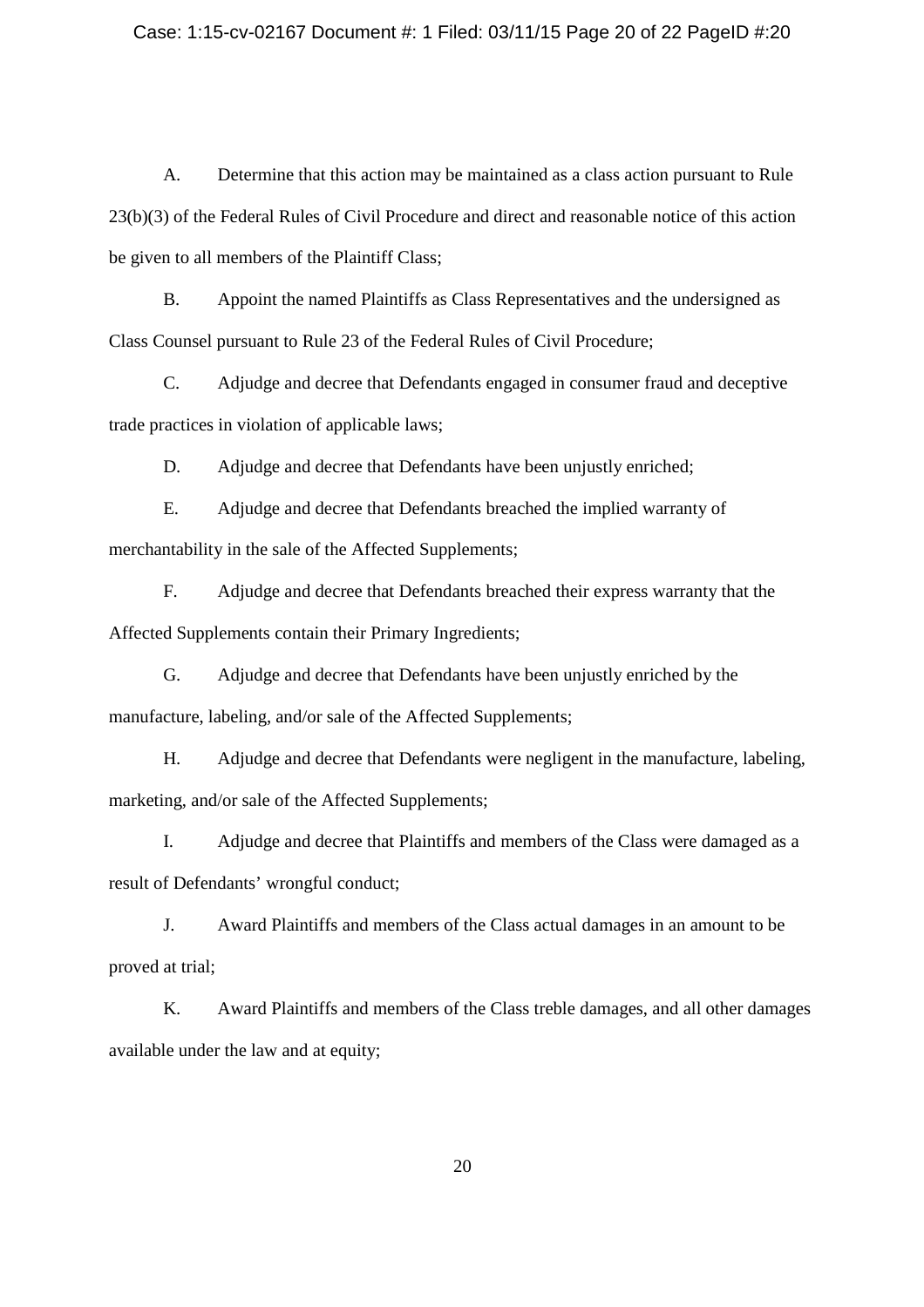A. Determine that this action may be maintained as a class action pursuant to Rule 23(b)(3) of the Federal Rules of Civil Procedure and direct and reasonable notice of this action be given to all members of the Plaintiff Class;

B. Appoint the named Plaintiffs as Class Representatives and the undersigned as Class Counsel pursuant to Rule 23 of the Federal Rules of Civil Procedure;

C. Adjudge and decree that Defendants engaged in consumer fraud and deceptive trade practices in violation of applicable laws;

D. Adjudge and decree that Defendants have been unjustly enriched;

E. Adjudge and decree that Defendants breached the implied warranty of merchantability in the sale of the Affected Supplements;

F. Adjudge and decree that Defendants breached their express warranty that the Affected Supplements contain their Primary Ingredients;

G. Adjudge and decree that Defendants have been unjustly enriched by the manufacture, labeling, and/or sale of the Affected Supplements;

H. Adjudge and decree that Defendants were negligent in the manufacture, labeling, marketing, and/or sale of the Affected Supplements;

I. Adjudge and decree that Plaintiffs and members of the Class were damaged as a result of Defendants' wrongful conduct;

J. Award Plaintiffs and members of the Class actual damages in an amount to be proved at trial;

K. Award Plaintiffs and members of the Class treble damages, and all other damages available under the law and at equity;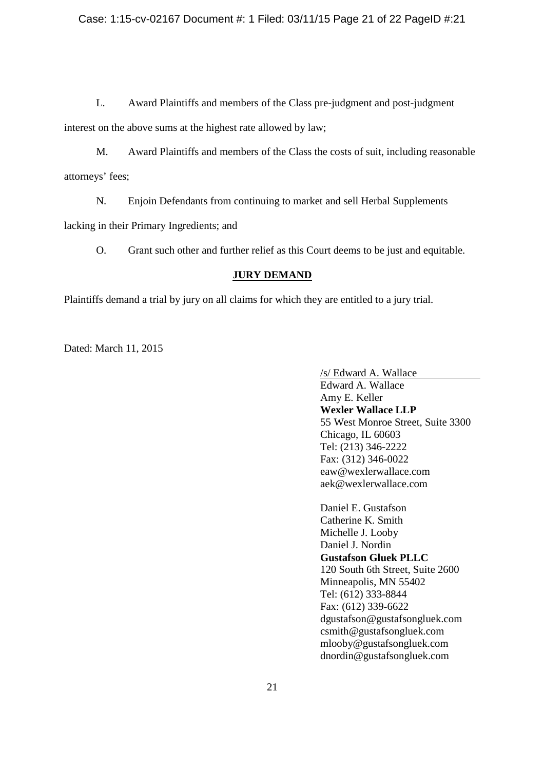L. Award Plaintiffs and members of the Class pre-judgment and post-judgment interest on the above sums at the highest rate allowed by law;

M. Award Plaintiffs and members of the Class the costs of suit, including reasonable attorneys' fees;

N. Enjoin Defendants from continuing to market and sell Herbal Supplements lacking in their Primary Ingredients; and

O. Grant such other and further relief as this Court deems to be just and equitable.

## JURY DEMAND

Plaintiffs demand a trial by jury on all claims for which they are entitled to a jury trial.

Dated: March 11, 2015

/s/ Edward A. Wallace
Edward A. Wallace
Amy E. Keller
**Wexler Wallace LLP**
55 West Monroe Street, Suite 3300
Chicago, IL 60603
Tel: (213) 346-2222
Fax: (312) 346-0022
eaw@wexlerwallace.com
aek@wexlerwallace.com

Daniel E. Gustafson
Catherine K. Smith
Michelle J. Looby
Daniel J. Nordin
**Gustafson Gluek PLLC**
120 South 6th Street, Suite 2600
Minneapolis, MN 55402
Tel: (612) 333-8844
Fax: (612) 339-6622
dgustafson@gustafsongluek.com
csmith@gustafsongluek.com
mlooby@gustafsongluek.com
dnordin@gustafsongluek.com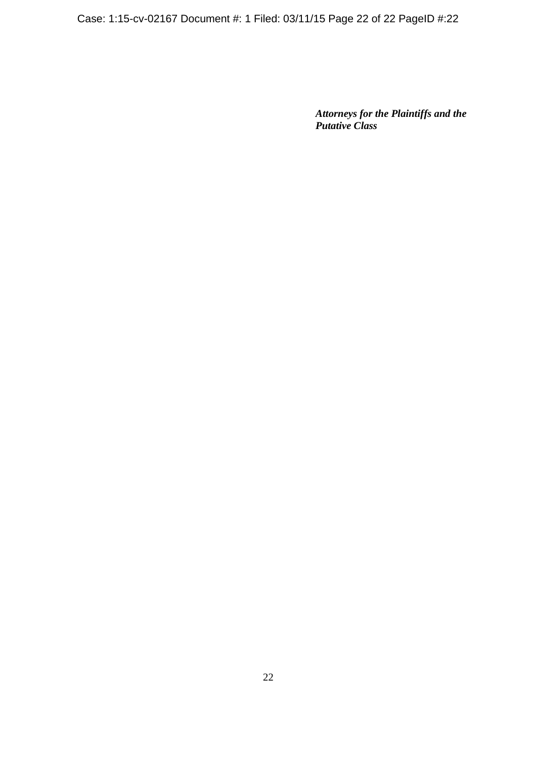***Attorneys for the Plaintiffs and the Putative Class***